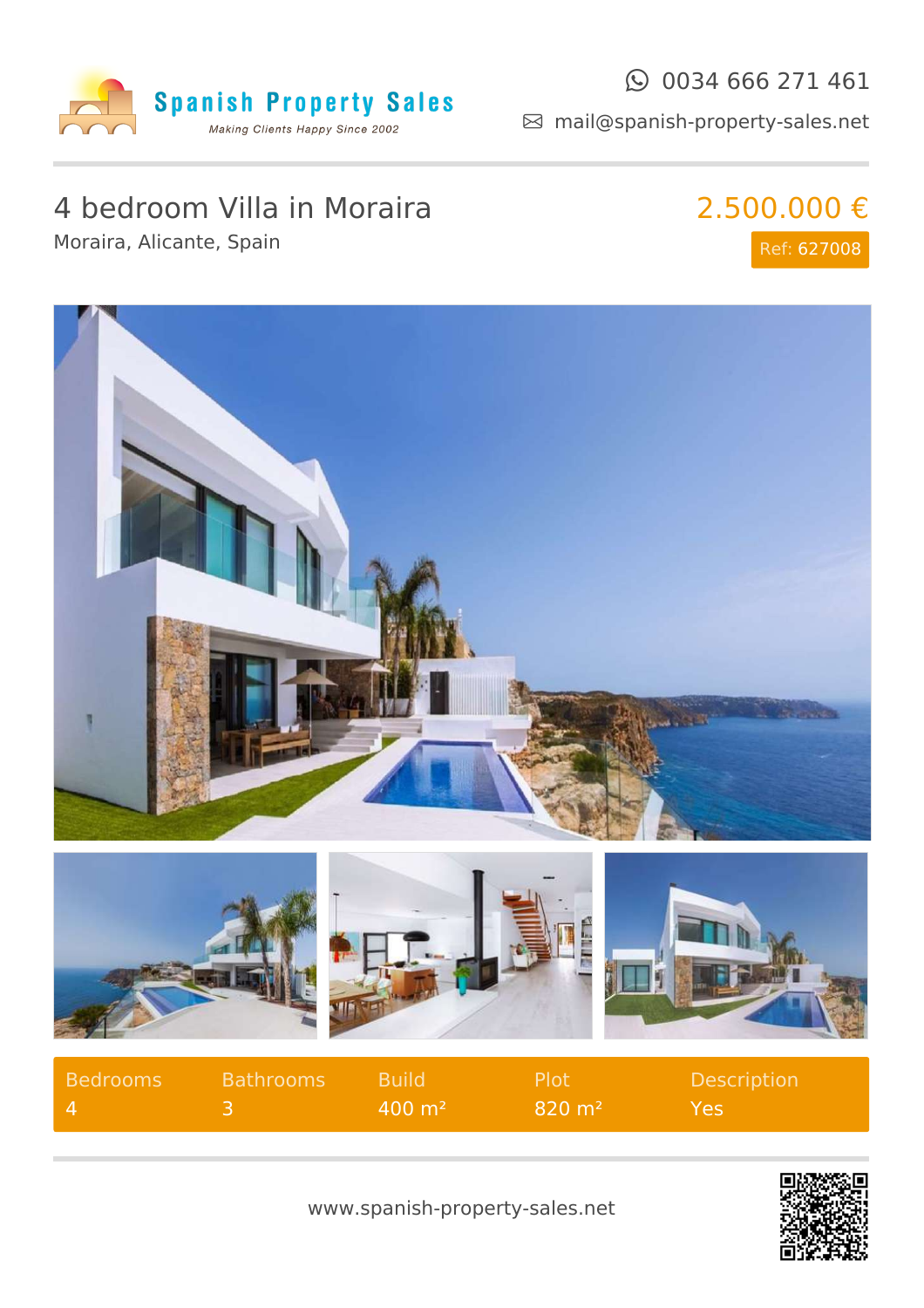Spanish Property Sales

*Making Clients Happy Since 2002*

0034 666 271 461

mail@spanish-property-sales.net

# 4 bedroom Villa in Moraira

Moraira, Alicante, Spain

**2.500.000 €**

Ref: 627008

| Bedrooms | Bathrooms | Build | Plot | Description |
|---|---|---|---|---|
| 4 | 3 | 400 m² | 820 m² | Yes |

www.spanish-property-sales.net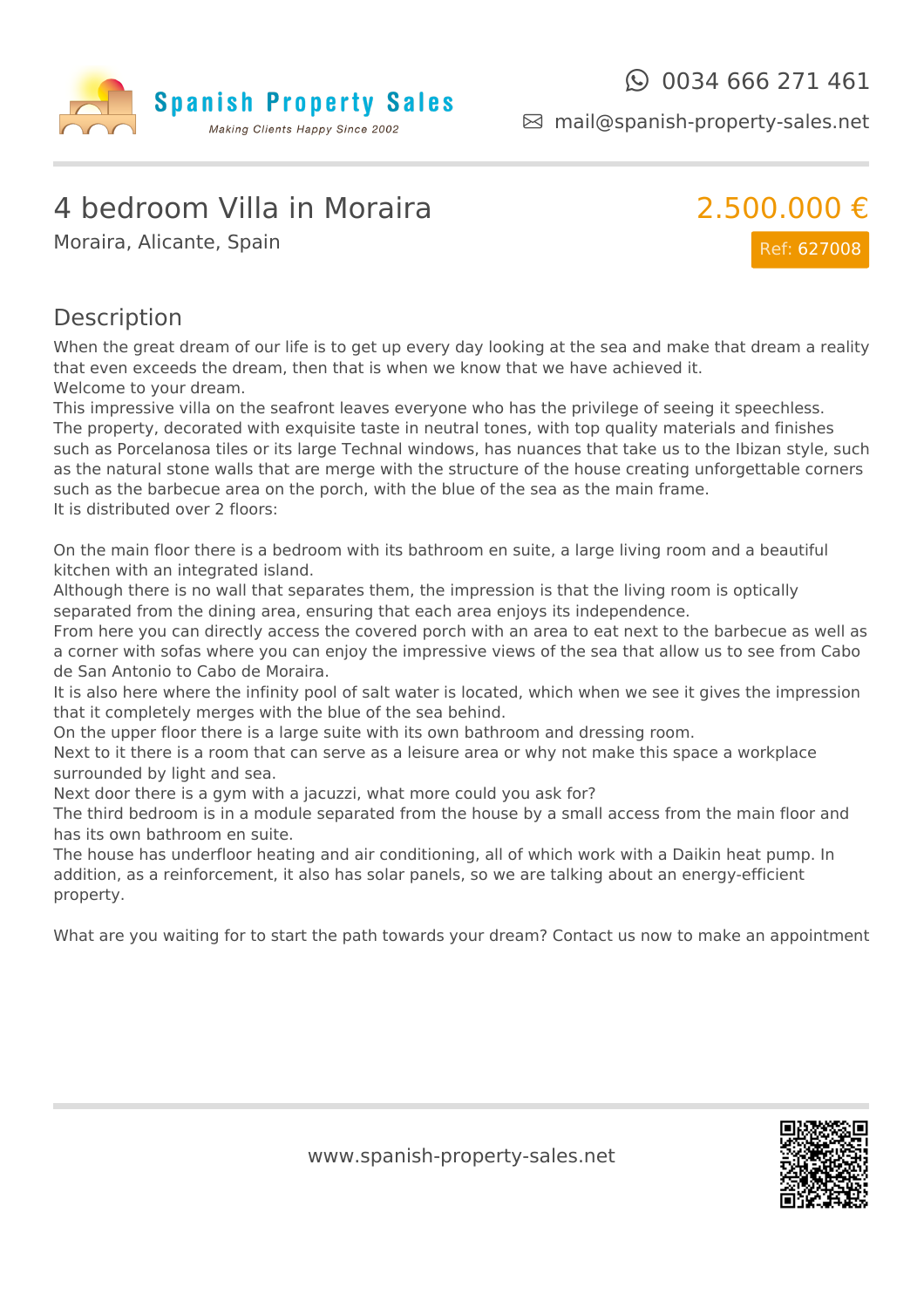Spanish Property Sales
*Making Clients Happy Since 2002*

0034 666 271 461

mail@spanish-property-sales.net

# 4 bedroom Villa in Moraira

Moraira, Alicante, Spain

**2.500.000 €**

Ref: 627008

## Description

When the great dream of our life is to get up every day looking at the sea and make that dream a reality that even exceeds the dream, then that is when we know that we have achieved it.
Welcome to your dream.
This impressive villa on the seafront leaves everyone who has the privilege of seeing it speechless.
The property, decorated with exquisite taste in neutral tones, with top quality materials and finishes such as Porcelanosa tiles or its large Technal windows, has nuances that take us to the Ibizan style, such as the natural stone walls that are merge with the structure of the house creating unforgettable corners such as the barbecue area on the porch, with the blue of the sea as the main frame.
It is distributed over 2 floors:

On the main floor there is a bedroom with its bathroom en suite, a large living room and a beautiful kitchen with an integrated island.
Although there is no wall that separates them, the impression is that the living room is optically separated from the dining area, ensuring that each area enjoys its independence.
From here you can directly access the covered porch with an area to eat next to the barbecue as well as a corner with sofas where you can enjoy the impressive views of the sea that allow us to see from Cabo de San Antonio to Cabo de Moraira.
It is also here where the infinity pool of salt water is located, which when we see it gives the impression that it completely merges with the blue of the sea behind.
On the upper floor there is a large suite with its own bathroom and dressing room.
Next to it there is a room that can serve as a leisure area or why not make this space a workplace surrounded by light and sea.
Next door there is a gym with a jacuzzi, what more could you ask for?
The third bedroom is in a module separated from the house by a small access from the main floor and has its own bathroom en suite.
The house has underfloor heating and air conditioning, all of which work with a Daikin heat pump. In addition, as a reinforcement, it also has solar panels, so we are talking about an energy-efficient property.

What are you waiting for to start the path towards your dream? Contact us now to make an appointment

www.spanish-property-sales.net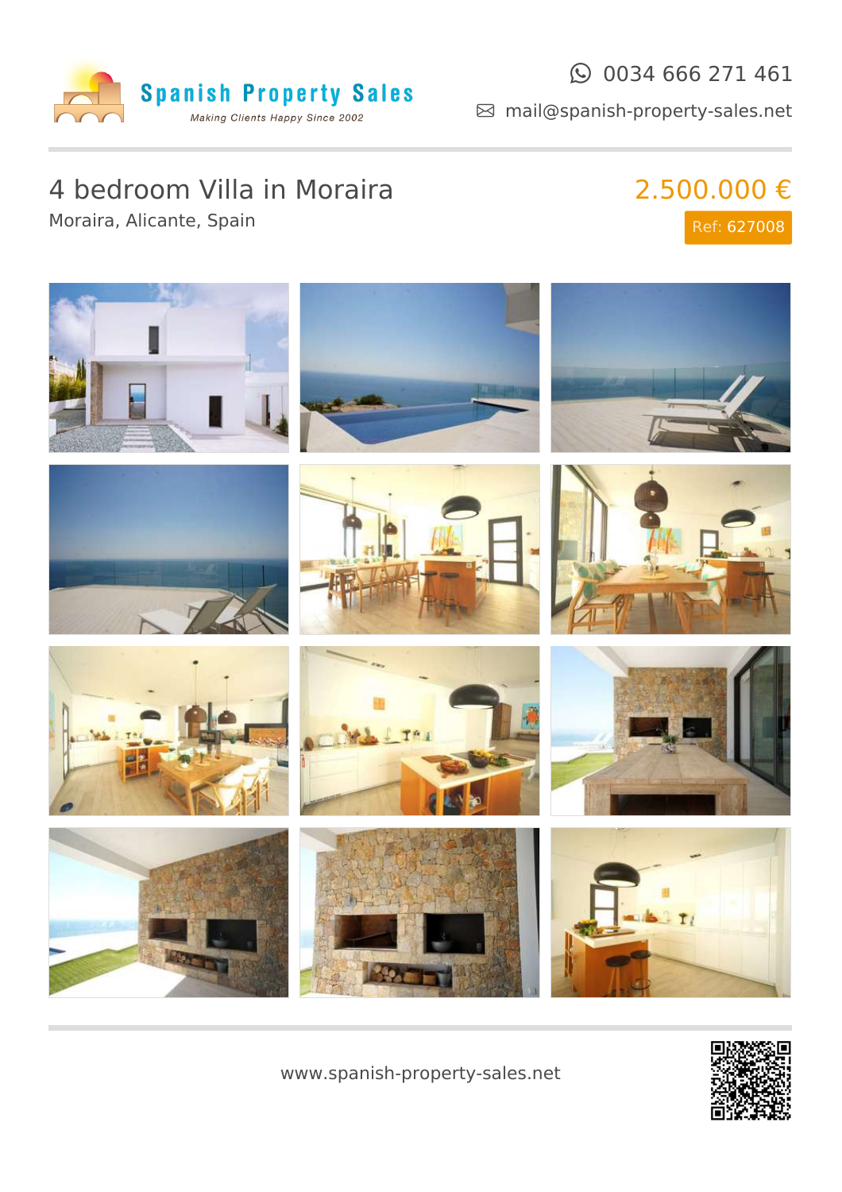Spanish Property Sales

*Making Clients Happy Since 2002*

0034 666 271 461

mail@spanish-property-sales.net

# 4 bedroom Villa in Moraira

Moraira, Alicante, Spain

2.500.000 €

Ref: 627008

www.spanish-property-sales.net